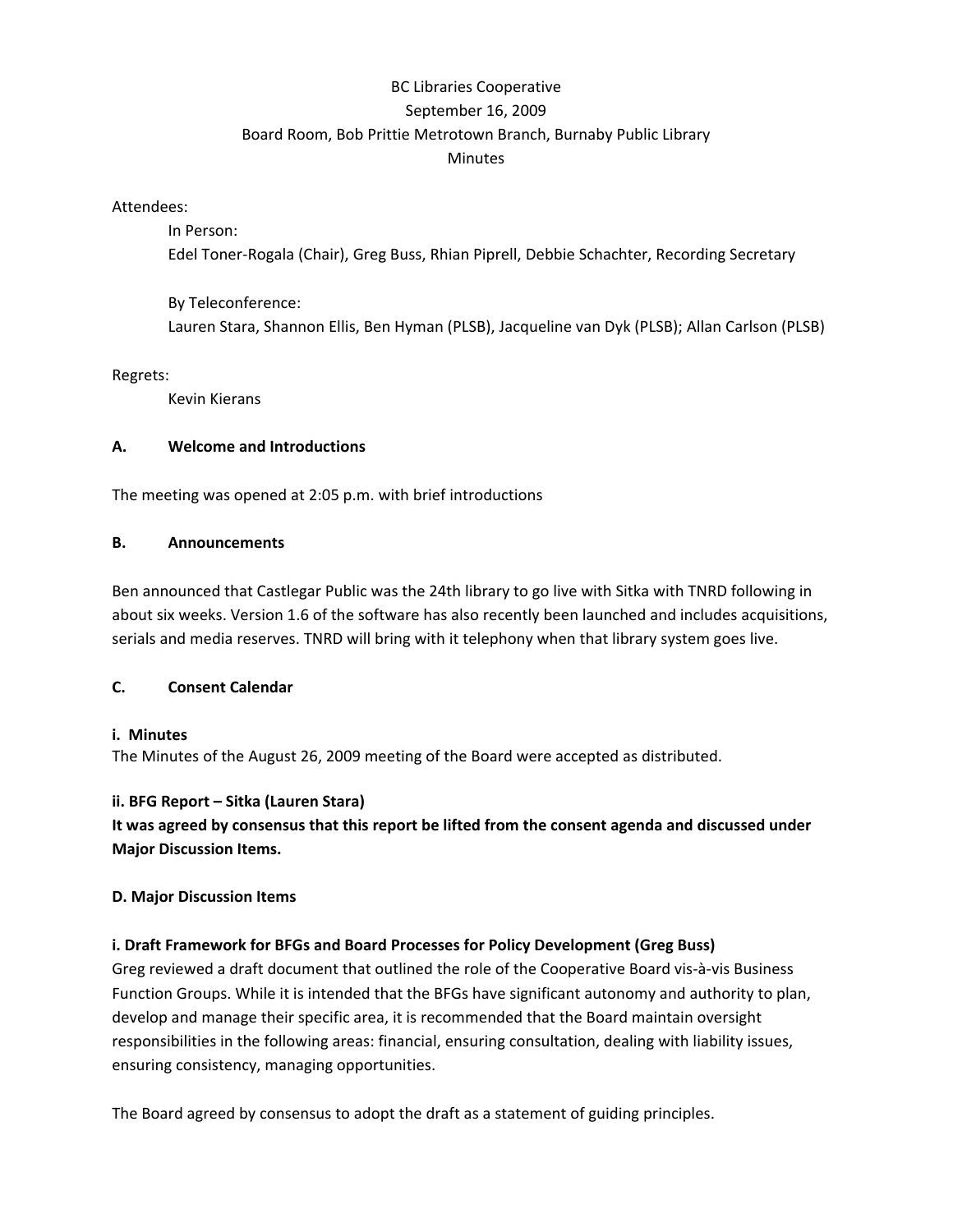BC Libraries Cooperative
September 16, 2009
Board Room, Bob Prittie Metrotown Branch, Burnaby Public Library
Minutes

Attendees:

In Person:
Edel Toner-Rogala (Chair), Greg Buss, Rhian Piprell, Debbie Schachter, Recording Secretary

By Teleconference:
Lauren Stara, Shannon Ellis, Ben Hyman (PLSB), Jacqueline van Dyk (PLSB); Allan Carlson (PLSB)

Regrets:

Kevin Kierans

**A. Welcome and Introductions**

The meeting was opened at 2:05 p.m. with brief introductions

**B. Announcements**

Ben announced that Castlegar Public was the 24th library to go live with Sitka with TNRD following in about six weeks. Version 1.6 of the software has also recently been launched and includes acquisitions, serials and media reserves. TNRD will bring with it telephony when that library system goes live.

**C. Consent Calendar**

**i. Minutes**
The Minutes of the August 26, 2009 meeting of the Board were accepted as distributed.

**ii. BFG Report – Sitka (Lauren Stara)**
**It was agreed by consensus that this report be lifted from the consent agenda and discussed under Major Discussion Items.**

**D. Major Discussion Items**

**i. Draft Framework for BFGs and Board Processes for Policy Development (Greg Buss)**
Greg reviewed a draft document that outlined the role of the Cooperative Board vis-à-vis Business Function Groups. While it is intended that the BFGs have significant autonomy and authority to plan, develop and manage their specific area, it is recommended that the Board maintain oversight responsibilities in the following areas: financial, ensuring consultation, dealing with liability issues, ensuring consistency, managing opportunities.

The Board agreed by consensus to adopt the draft as a statement of guiding principles.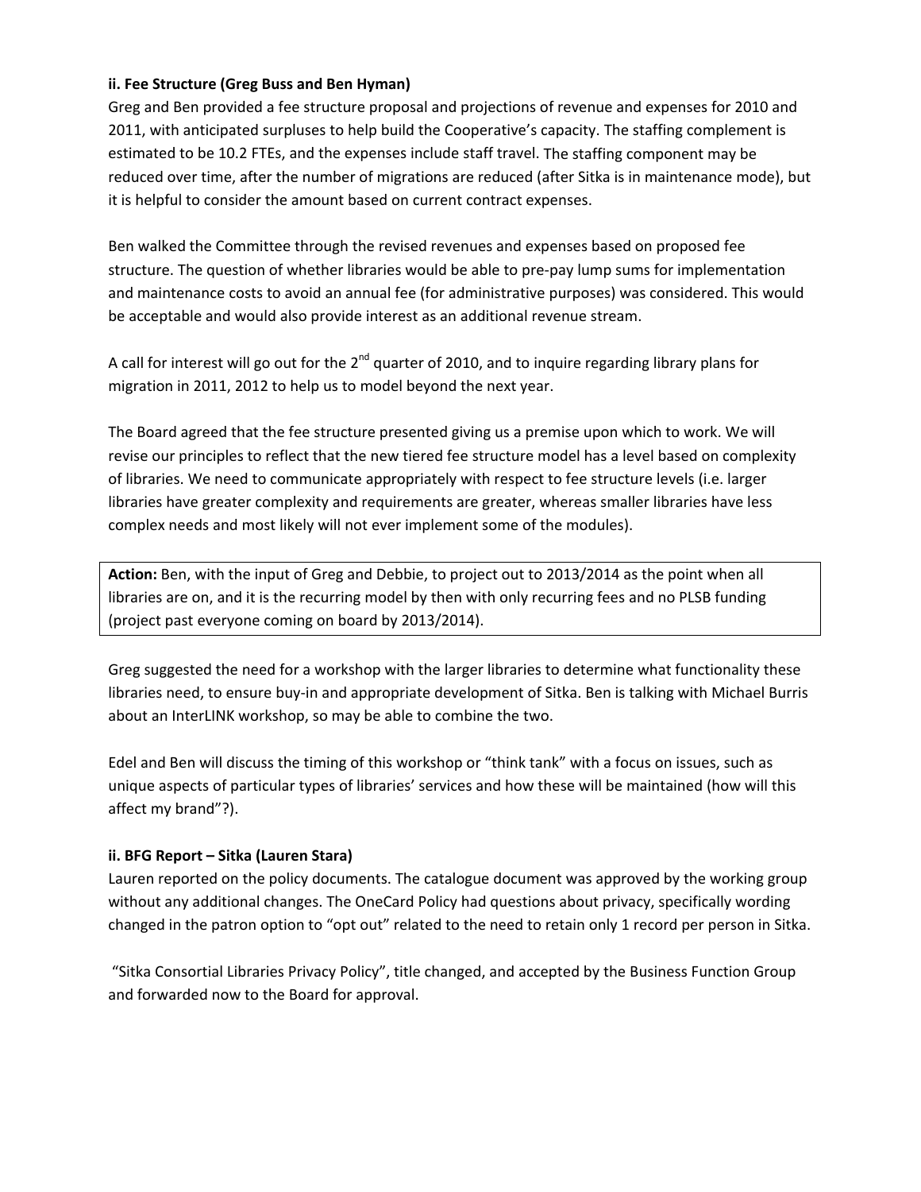**ii. Fee Structure (Greg Buss and Ben Hyman)**

Greg and Ben provided a fee structure proposal and projections of revenue and expenses for 2010 and 2011, with anticipated surpluses to help build the Cooperative's capacity. The staffing complement is estimated to be 10.2 FTEs, and the expenses include staff travel. The staffing component may be reduced over time, after the number of migrations are reduced (after Sitka is in maintenance mode), but it is helpful to consider the amount based on current contract expenses.

Ben walked the Committee through the revised revenues and expenses based on proposed fee structure. The question of whether libraries would be able to pre-pay lump sums for implementation and maintenance costs to avoid an annual fee (for administrative purposes) was considered. This would be acceptable and would also provide interest as an additional revenue stream.

A call for interest will go out for the 2nd quarter of 2010, and to inquire regarding library plans for migration in 2011, 2012 to help us to model beyond the next year.

The Board agreed that the fee structure presented giving us a premise upon which to work. We will revise our principles to reflect that the new tiered fee structure model has a level based on complexity of libraries. We need to communicate appropriately with respect to fee structure levels (i.e. larger libraries have greater complexity and requirements are greater, whereas smaller libraries have less complex needs and most likely will not ever implement some of the modules).

**Action:** Ben, with the input of Greg and Debbie, to project out to 2013/2014 as the point when all libraries are on, and it is the recurring model by then with only recurring fees and no PLSB funding (project past everyone coming on board by 2013/2014).

Greg suggested the need for a workshop with the larger libraries to determine what functionality these libraries need, to ensure buy-in and appropriate development of Sitka. Ben is talking with Michael Burris about an InterLINK workshop, so may be able to combine the two.

Edel and Ben will discuss the timing of this workshop or "think tank" with a focus on issues, such as unique aspects of particular types of libraries' services and how these will be maintained (how will this affect my brand"?).

**ii. BFG Report – Sitka (Lauren Stara)**

Lauren reported on the policy documents. The catalogue document was approved by the working group without any additional changes. The OneCard Policy had questions about privacy, specifically wording changed in the patron option to "opt out" related to the need to retain only 1 record per person in Sitka.

"Sitka Consortial Libraries Privacy Policy", title changed, and accepted by the Business Function Group and forwarded now to the Board for approval.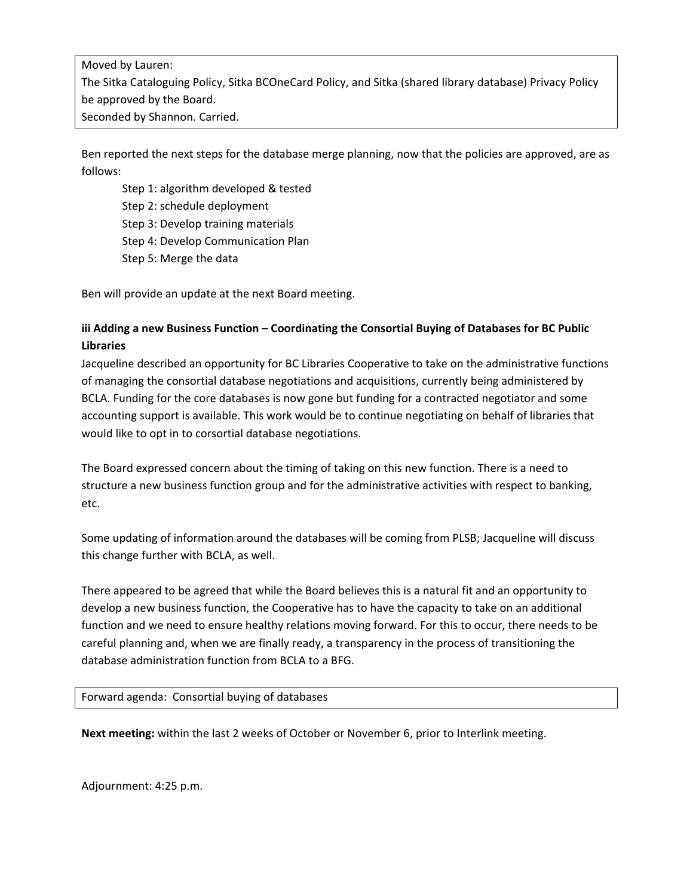| |
|---|
| Moved by Lauren:<br>The Sitka Cataloguing Policy, Sitka BCOneCard Policy, and Sitka (shared library database) Privacy Policy be approved by the Board.<br>Seconded by Shannon. Carried. |

Ben reported the next steps for the database merge planning, now that the policies are approved, are as follows:

- Step 1: algorithm developed & tested
- Step 2: schedule deployment
- Step 3: Develop training materials
- Step 4: Develop Communication Plan
- Step 5: Merge the data

Ben will provide an update at the next Board meeting.

**iii Adding a new Business Function – Coordinating the Consortial Buying of Databases for BC Public Libraries**

Jacqueline described an opportunity for BC Libraries Cooperative to take on the administrative functions of managing the consortial database negotiations and acquisitions, currently being administered by BCLA. Funding for the core databases is now gone but funding for a contracted negotiator and some accounting support is available. This work would be to continue negotiating on behalf of libraries that would like to opt in to corsortial database negotiations.

The Board expressed concern about the timing of taking on this new function. There is a need to structure a new business function group and for the administrative activities with respect to banking, etc.

Some updating of information around the databases will be coming from PLSB; Jacqueline will discuss this change further with BCLA, as well.

There appeared to be agreed that while the Board believes this is a natural fit and an opportunity to develop a new business function, the Cooperative has to have the capacity to take on an additional function and we need to ensure healthy relations moving forward. For this to occur, there needs to be careful planning and, when we are finally ready, a transparency in the process of transitioning the database administration function from BCLA to a BFG.

| |
|---|
| Forward agenda: Consortial buying of databases |

**Next meeting:** within the last 2 weeks of October or November 6, prior to Interlink meeting.

Adjournment: 4:25 p.m.